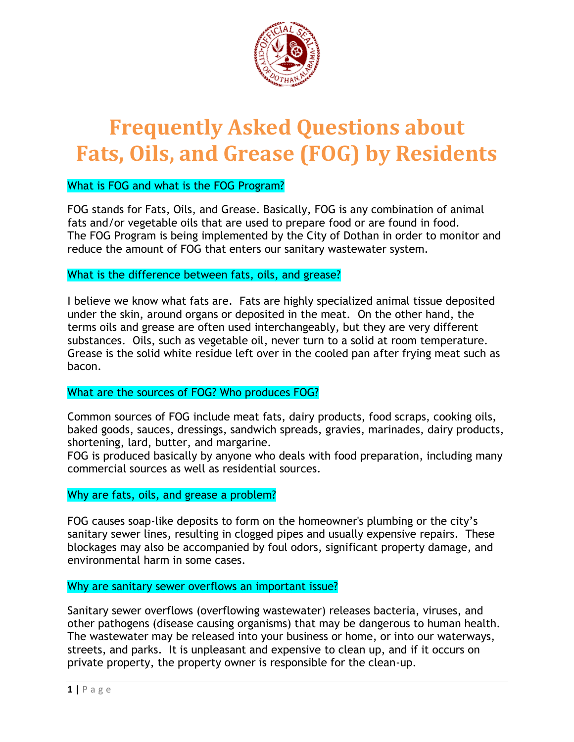# Frequently Asked Questions about Fats, Oils, and Grease (FOG) by Residents

## What is FOG and what is the FOG Program?

FOG stands for Fats, Oils, and Grease. Basically, FOG is any combination of animal fats and/or vegetable oils that are used to prepare food or are found in food. The FOG Program is being implemented by the City of Dothan in order to monitor and reduce the amount of FOG that enters our sanitary wastewater system.

## What is the difference between fats, oils, and grease?

I believe we know what fats are. Fats are highly specialized animal tissue deposited under the skin, around organs or deposited in the meat. On the other hand, the terms oils and grease are often used interchangeably, but they are very different substances. Oils, such as vegetable oil, never turn to a solid at room temperature. Grease is the solid white residue left over in the cooled pan after frying meat such as bacon.

## What are the sources of FOG? Who produces FOG?

Common sources of FOG include meat fats, dairy products, food scraps, cooking oils, baked goods, sauces, dressings, sandwich spreads, gravies, marinades, dairy products, shortening, lard, butter, and margarine.
FOG is produced basically by anyone who deals with food preparation, including many commercial sources as well as residential sources.

## Why are fats, oils, and grease a problem?

FOG causes soap-like deposits to form on the homeowner's plumbing or the city's sanitary sewer lines, resulting in clogged pipes and usually expensive repairs. These blockages may also be accompanied by foul odors, significant property damage, and environmental harm in some cases.

## Why are sanitary sewer overflows an important issue?

Sanitary sewer overflows (overflowing wastewater) releases bacteria, viruses, and other pathogens (disease causing organisms) that may be dangerous to human health. The wastewater may be released into your business or home, or into our waterways, streets, and parks. It is unpleasant and expensive to clean up, and if it occurs on private property, the property owner is responsible for the clean-up.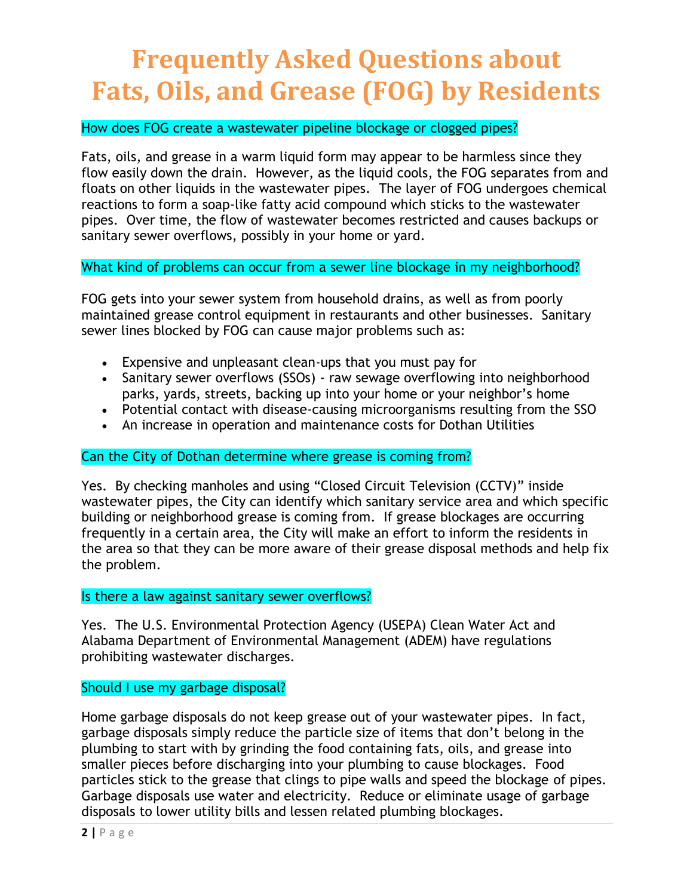# Frequently Asked Questions about Fats, Oils, and Grease (FOG) by Residents

### How does FOG create a wastewater pipeline blockage or clogged pipes?

Fats, oils, and grease in a warm liquid form may appear to be harmless since they flow easily down the drain. However, as the liquid cools, the FOG separates from and floats on other liquids in the wastewater pipes. The layer of FOG undergoes chemical reactions to form a soap-like fatty acid compound which sticks to the wastewater pipes. Over time, the flow of wastewater becomes restricted and causes backups or sanitary sewer overflows, possibly in your home or yard.

### What kind of problems can occur from a sewer line blockage in my neighborhood?

FOG gets into your sewer system from household drains, as well as from poorly maintained grease control equipment in restaurants and other businesses. Sanitary sewer lines blocked by FOG can cause major problems such as:

- Expensive and unpleasant clean-ups that you must pay for
- Sanitary sewer overflows (SSOs) - raw sewage overflowing into neighborhood parks, yards, streets, backing up into your home or your neighbor's home
- Potential contact with disease-causing microorganisms resulting from the SSO
- An increase in operation and maintenance costs for Dothan Utilities

### Can the City of Dothan determine where grease is coming from?

Yes. By checking manholes and using "Closed Circuit Television (CCTV)" inside wastewater pipes, the City can identify which sanitary service area and which specific building or neighborhood grease is coming from. If grease blockages are occurring frequently in a certain area, the City will make an effort to inform the residents in the area so that they can be more aware of their grease disposal methods and help fix the problem.

### Is there a law against sanitary sewer overflows?

Yes. The U.S. Environmental Protection Agency (USEPA) Clean Water Act and Alabama Department of Environmental Management (ADEM) have regulations prohibiting wastewater discharges.

### Should I use my garbage disposal?

Home garbage disposals do not keep grease out of your wastewater pipes. In fact, garbage disposals simply reduce the particle size of items that don't belong in the plumbing to start with by grinding the food containing fats, oils, and grease into smaller pieces before discharging into your plumbing to cause blockages. Food particles stick to the grease that clings to pipe walls and speed the blockage of pipes. Garbage disposals use water and electricity. Reduce or eliminate usage of garbage disposals to lower utility bills and lessen related plumbing blockages.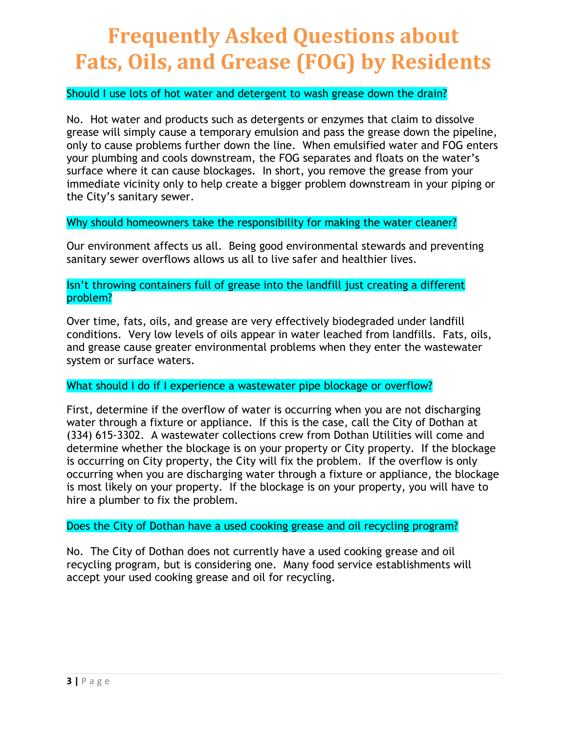# Frequently Asked Questions about Fats, Oils, and Grease (FOG) by Residents

### Should I use lots of hot water and detergent to wash grease down the drain?

No. Hot water and products such as detergents or enzymes that claim to dissolve grease will simply cause a temporary emulsion and pass the grease down the pipeline, only to cause problems further down the line. When emulsified water and FOG enters your plumbing and cools downstream, the FOG separates and floats on the water's surface where it can cause blockages. In short, you remove the grease from your immediate vicinity only to help create a bigger problem downstream in your piping or the City's sanitary sewer.

### Why should homeowners take the responsibility for making the water cleaner?

Our environment affects us all. Being good environmental stewards and preventing sanitary sewer overflows allows us all to live safer and healthier lives.

### Isn't throwing containers full of grease into the landfill just creating a different problem?

Over time, fats, oils, and grease are very effectively biodegraded under landfill conditions. Very low levels of oils appear in water leached from landfills. Fats, oils, and grease cause greater environmental problems when they enter the wastewater system or surface waters.

### What should I do if I experience a wastewater pipe blockage or overflow?

First, determine if the overflow of water is occurring when you are not discharging water through a fixture or appliance. If this is the case, call the City of Dothan at (334) 615-3302. A wastewater collections crew from Dothan Utilities will come and determine whether the blockage is on your property or City property. If the blockage is occurring on City property, the City will fix the problem. If the overflow is only occurring when you are discharging water through a fixture or appliance, the blockage is most likely on your property. If the blockage is on your property, you will have to hire a plumber to fix the problem.

### Does the City of Dothan have a used cooking grease and oil recycling program?

No. The City of Dothan does not currently have a used cooking grease and oil recycling program, but is considering one. Many food service establishments will accept your used cooking grease and oil for recycling.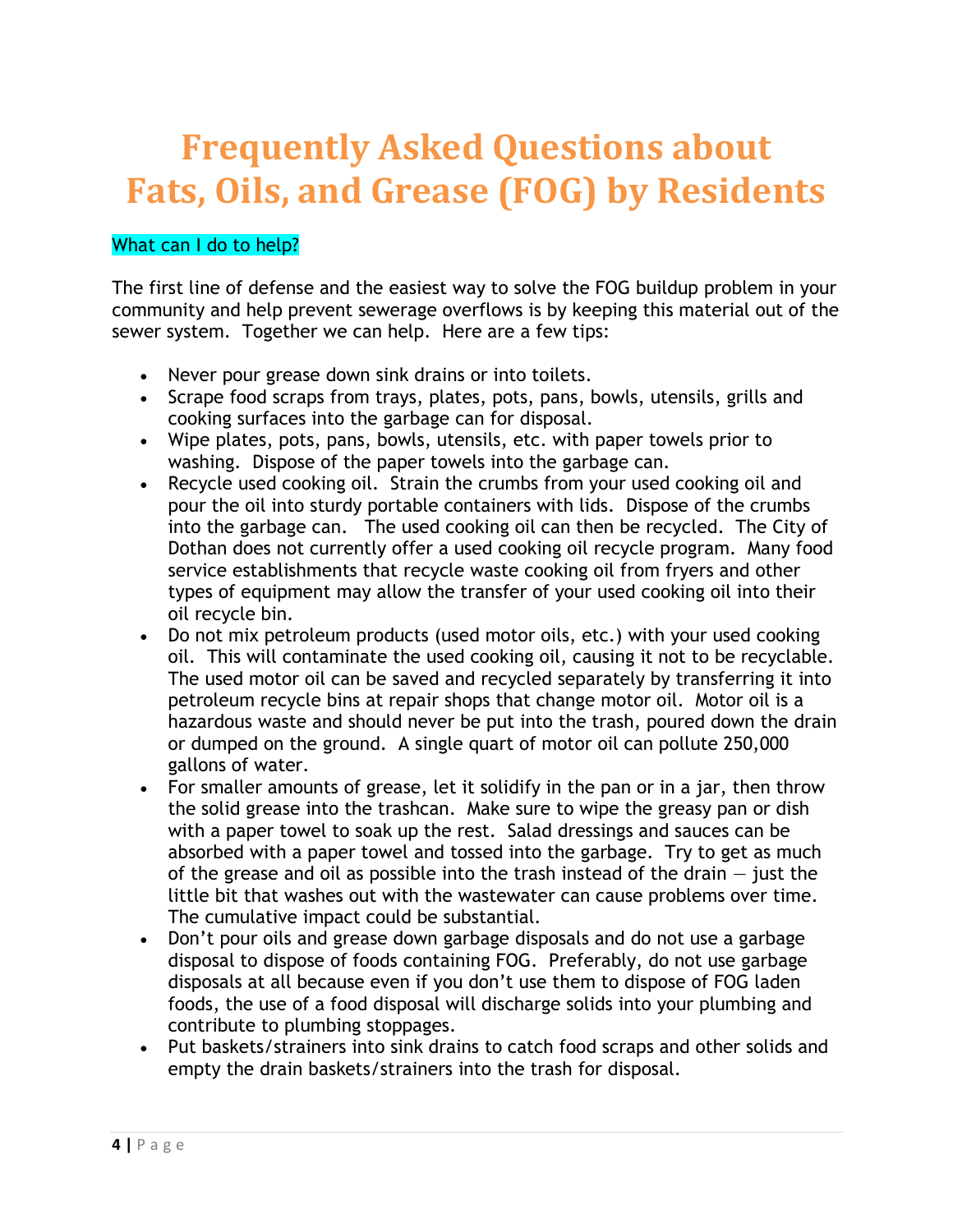# Frequently Asked Questions about Fats, Oils, and Grease (FOG) by Residents

What can I do to help?

The first line of defense and the easiest way to solve the FOG buildup problem in your community and help prevent sewerage overflows is by keeping this material out of the sewer system. Together we can help. Here are a few tips:

- Never pour grease down sink drains or into toilets.
- Scrape food scraps from trays, plates, pots, pans, bowls, utensils, grills and cooking surfaces into the garbage can for disposal.
- Wipe plates, pots, pans, bowls, utensils, etc. with paper towels prior to washing. Dispose of the paper towels into the garbage can.
- Recycle used cooking oil. Strain the crumbs from your used cooking oil and pour the oil into sturdy portable containers with lids. Dispose of the crumbs into the garbage can. The used cooking oil can then be recycled. The City of Dothan does not currently offer a used cooking oil recycle program. Many food service establishments that recycle waste cooking oil from fryers and other types of equipment may allow the transfer of your used cooking oil into their oil recycle bin.
- Do not mix petroleum products (used motor oils, etc.) with your used cooking oil. This will contaminate the used cooking oil, causing it not to be recyclable. The used motor oil can be saved and recycled separately by transferring it into petroleum recycle bins at repair shops that change motor oil. Motor oil is a hazardous waste and should never be put into the trash, poured down the drain or dumped on the ground. A single quart of motor oil can pollute 250,000 gallons of water.
- For smaller amounts of grease, let it solidify in the pan or in a jar, then throw the solid grease into the trashcan. Make sure to wipe the greasy pan or dish with a paper towel to soak up the rest. Salad dressings and sauces can be absorbed with a paper towel and tossed into the garbage. Try to get as much of the grease and oil as possible into the trash instead of the drain — just the little bit that washes out with the wastewater can cause problems over time. The cumulative impact could be substantial.
- Don't pour oils and grease down garbage disposals and do not use a garbage disposal to dispose of foods containing FOG. Preferably, do not use garbage disposals at all because even if you don't use them to dispose of FOG laden foods, the use of a food disposal will discharge solids into your plumbing and contribute to plumbing stoppages.
- Put baskets/strainers into sink drains to catch food scraps and other solids and empty the drain baskets/strainers into the trash for disposal.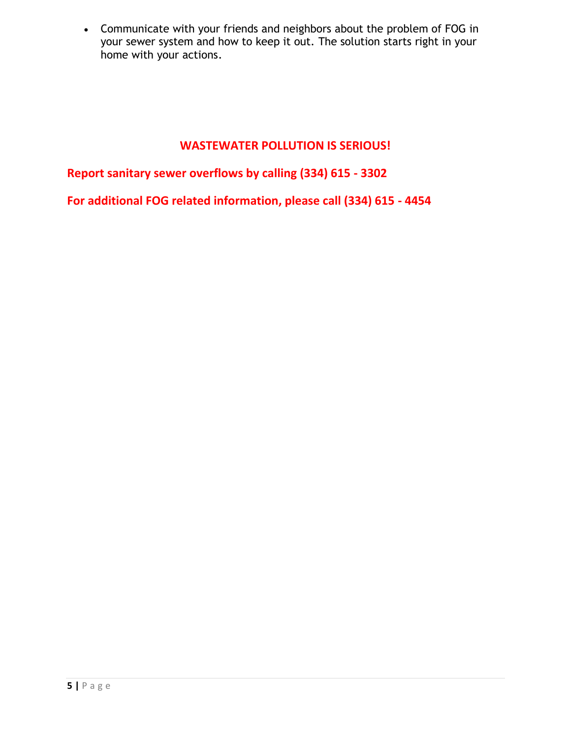- Communicate with your friends and neighbors about the problem of FOG in your sewer system and how to keep it out. The solution starts right in your home with your actions.

## WASTEWATER POLLUTION IS SERIOUS!

**Report sanitary sewer overflows by calling (334) 615 - 3302**

**For additional FOG related information, please call (334) 615 - 4454**